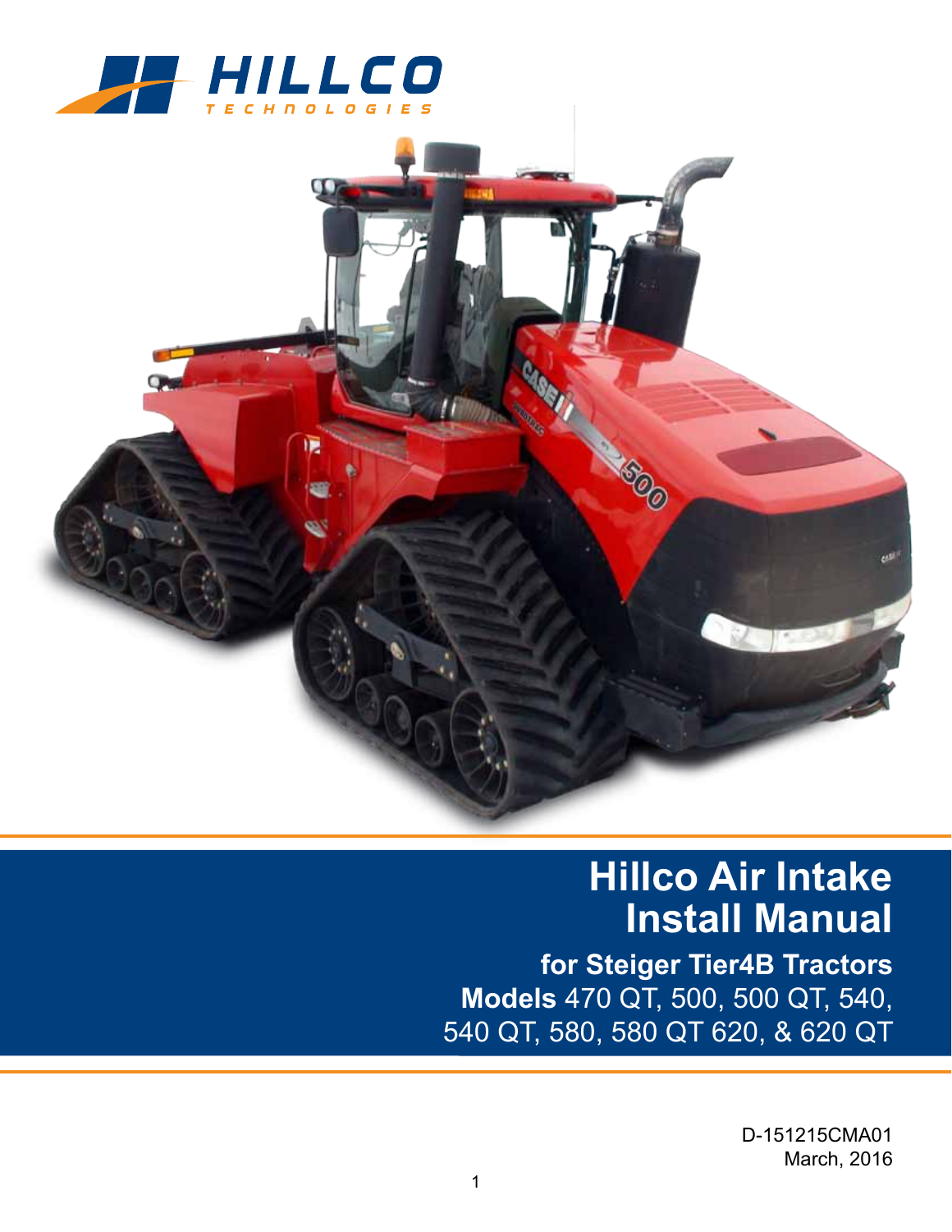HILLCO TECHNOLOGIES

# Hillco Air Intake Install Manual

## for Steiger Tier4B Tractors

**Models** 470 QT, 500, 500 QT, 540, 540 QT, 580, 580 QT 620, & 620 QT

D-151215CMA01
March, 2016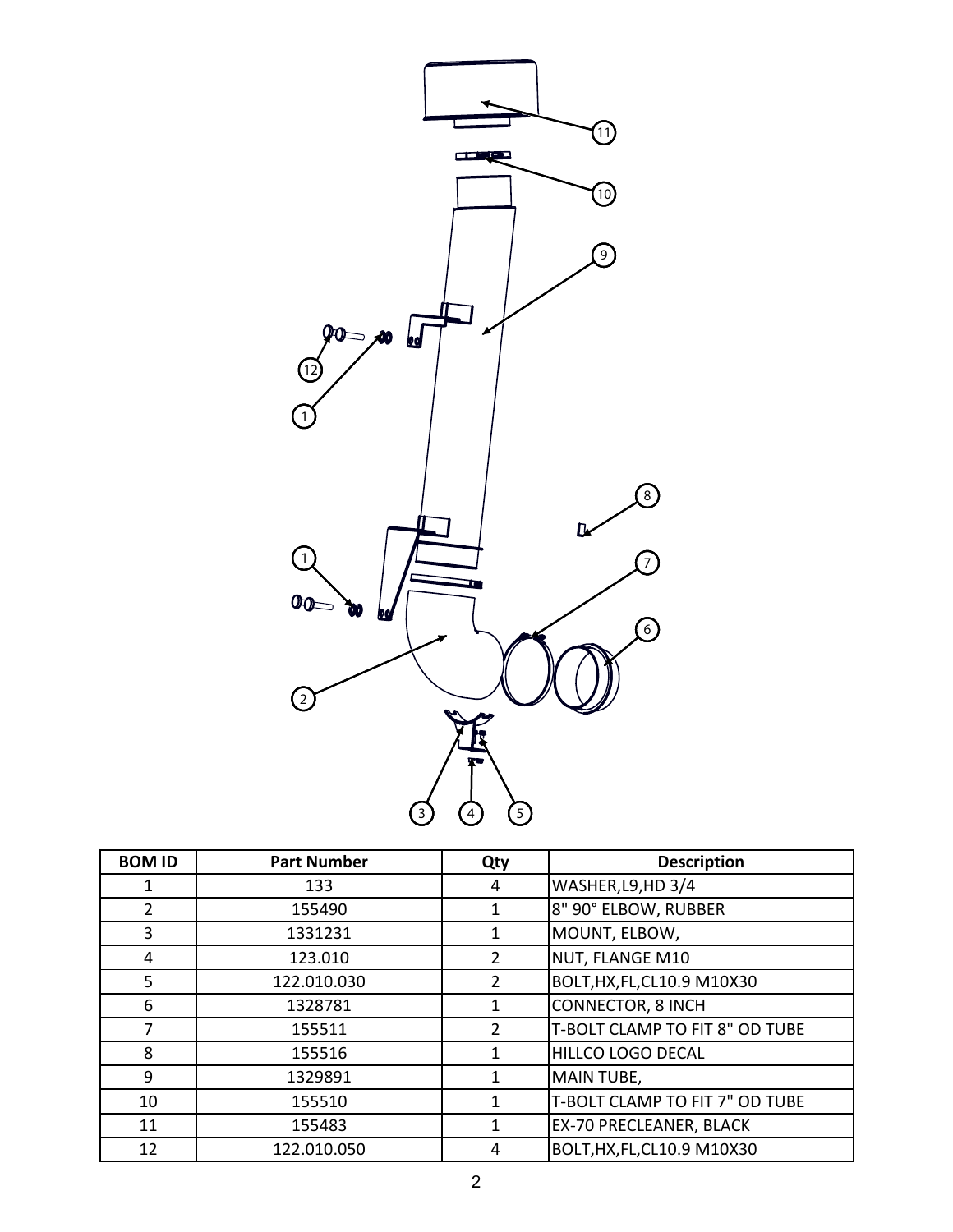| BOM ID | Part Number | Qty | Description |
| --- | --- | --- | --- |
| 1 | 133 | 4 | WASHER,L9,HD 3/4 |
| 2 | 155490 | 1 | 8" 90° ELBOW, RUBBER |
| 3 | 1331231 | 1 | MOUNT, ELBOW, |
| 4 | 123.010 | 2 | NUT, FLANGE M10 |
| 5 | 122.010.030 | 2 | BOLT,HX,FL,CL10.9 M10X30 |
| 6 | 1328781 | 1 | CONNECTOR, 8 INCH |
| 7 | 155511 | 2 | T-BOLT CLAMP TO FIT 8" OD TUBE |
| 8 | 155516 | 1 | HILLCO LOGO DECAL |
| 9 | 1329891 | 1 | MAIN TUBE, |
| 10 | 155510 | 1 | T-BOLT CLAMP TO FIT 7" OD TUBE |
| 11 | 155483 | 1 | EX-70 PRECLEANER, BLACK |
| 12 | 122.010.050 | 4 | BOLT,HX,FL,CL10.9 M10X30 |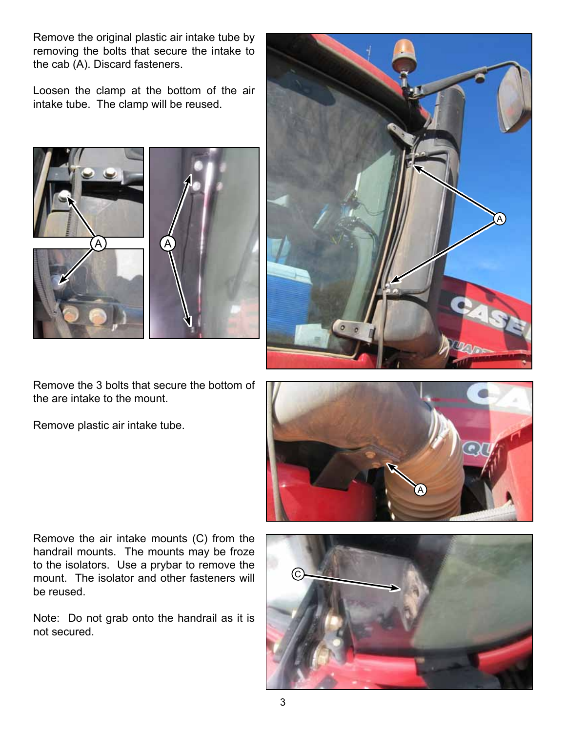Remove the original plastic air intake tube by removing the bolts that secure the intake to the cab (A). Discard fasteners.

Loosen the clamp at the bottom of the air intake tube. The clamp will be reused.

Remove the 3 bolts that secure the bottom of the are intake to the mount.

Remove plastic air intake tube.

Remove the air intake mounts (C) from the handrail mounts. The mounts may be froze to the isolators. Use a prybar to remove the mount. The isolator and other fasteners will be reused.

Note: Do not grab onto the handrail as it is not secured.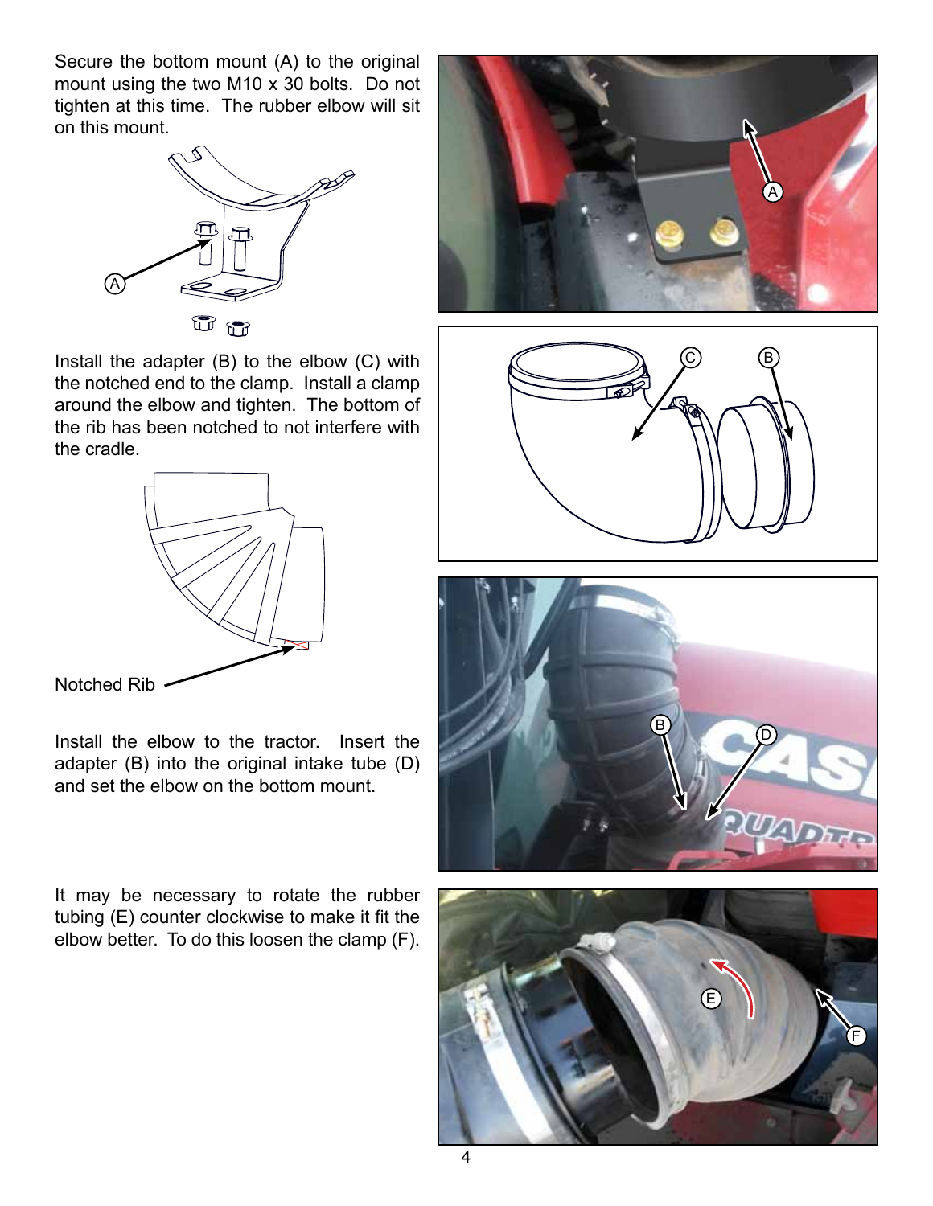Secure the bottom mount (A) to the original mount using the two M10 x 30 bolts. Do not tighten at this time. The rubber elbow will sit on this mount.

Install the adapter (B) to the elbow (C) with the notched end to the clamp. Install a clamp around the elbow and tighten. The bottom of the rib has been notched to not interfere with the cradle.

Notched Rib

Install the elbow to the tractor. Insert the adapter (B) into the original intake tube (D) and set the elbow on the bottom mount.

It may be necessary to rotate the rubber tubing (E) counter clockwise to make it fit the elbow better. To do this loosen the clamp (F).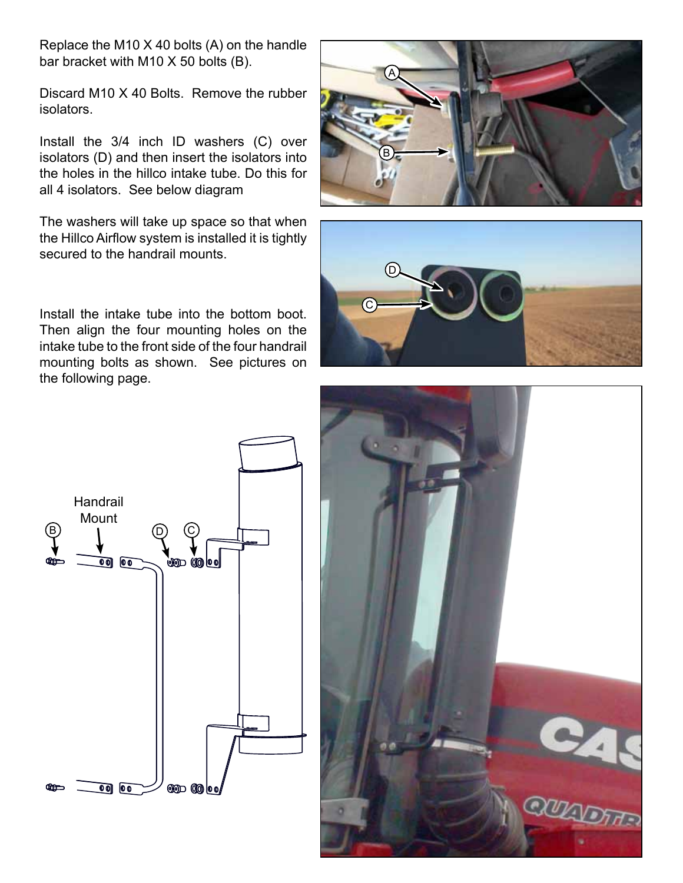Replace the M10 X 40 bolts (A) on the handle bar bracket with M10 X 50 bolts (B).

Discard M10 X 40 Bolts. Remove the rubber isolators.

Install the 3/4 inch ID washers (C) over isolators (D) and then insert the isolators into the holes in the hillco intake tube. Do this for all 4 isolators. See below diagram

The washers will take up space so that when the Hillco Airflow system is installed it is tightly secured to the handrail mounts.

Install the intake tube into the bottom boot. Then align the four mounting holes on the intake tube to the front side of the four handrail mounting bolts as shown. See pictures on the following page.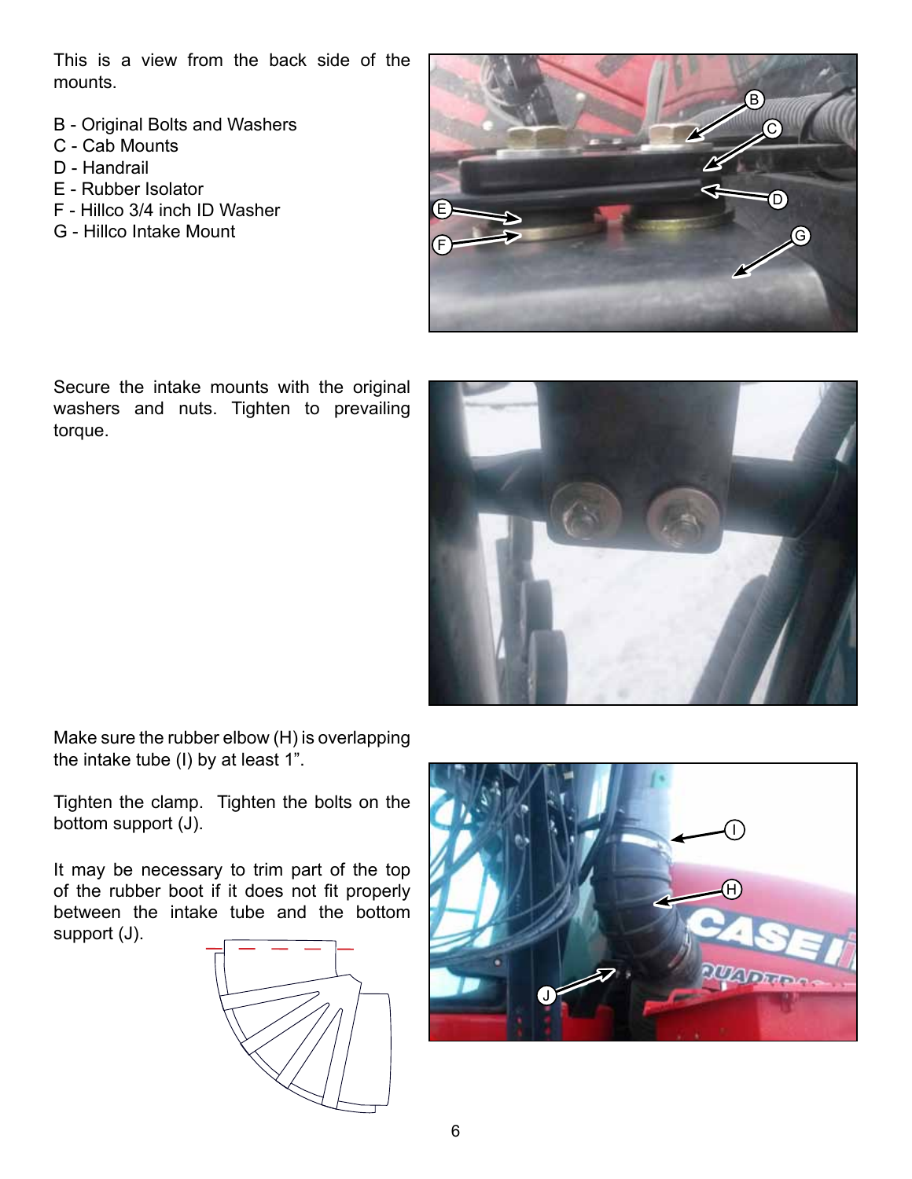This is a view from the back side of the mounts.

B - Original Bolts and Washers
C - Cab Mounts
D - Handrail
E - Rubber Isolator
F - Hillco 3/4 inch ID Washer
G - Hillco Intake Mount

Secure the intake mounts with the original washers and nuts. Tighten to prevailing torque.

Make sure the rubber elbow (H) is overlapping the intake tube (I) by at least 1”.

Tighten the clamp. Tighten the bolts on the bottom support (J).

It may be necessary to trim part of the top of the rubber boot if it does not fit properly between the intake tube and the bottom support (J).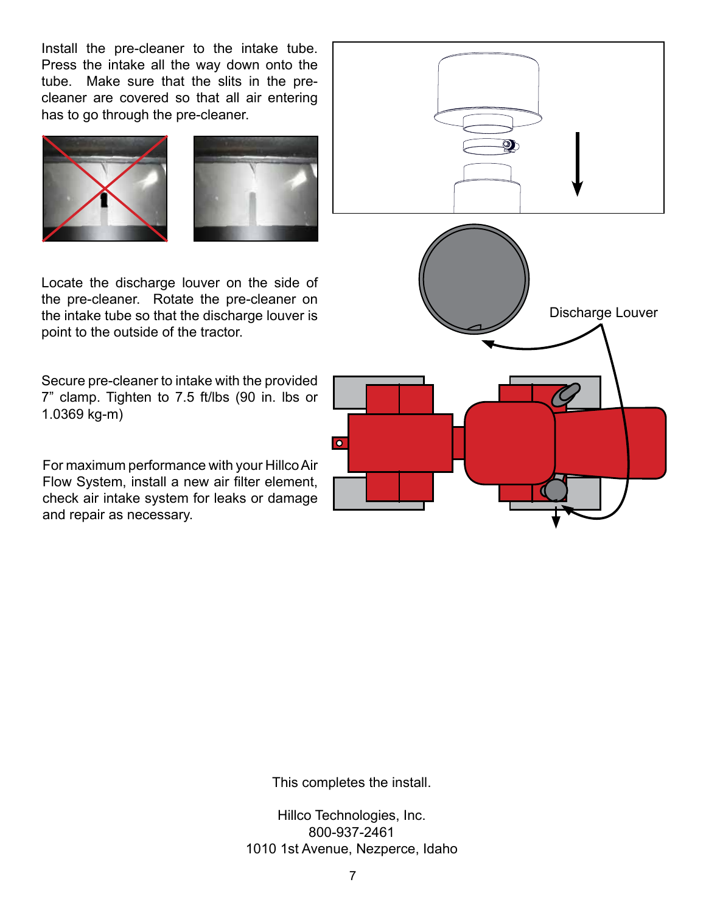Install the pre-cleaner to the intake tube. Press the intake all the way down onto the tube. Make sure that the slits in the pre-cleaner are covered so that all air entering has to go through the pre-cleaner.

Locate the discharge louver on the side of the pre-cleaner. Rotate the pre-cleaner on the intake tube so that the discharge louver is point to the outside of the tractor.

Discharge Louver

Secure pre-cleaner to intake with the provided 7" clamp. Tighten to 7.5 ft/lbs (90 in. lbs or 1.0369 kg-m)

For maximum performance with your Hillco Air Flow System, install a new air filter element, check air intake system for leaks or damage and repair as necessary.

This completes the install.

Hillco Technologies, Inc.
800-937-2461
1010 1st Avenue, Nezperce, Idaho